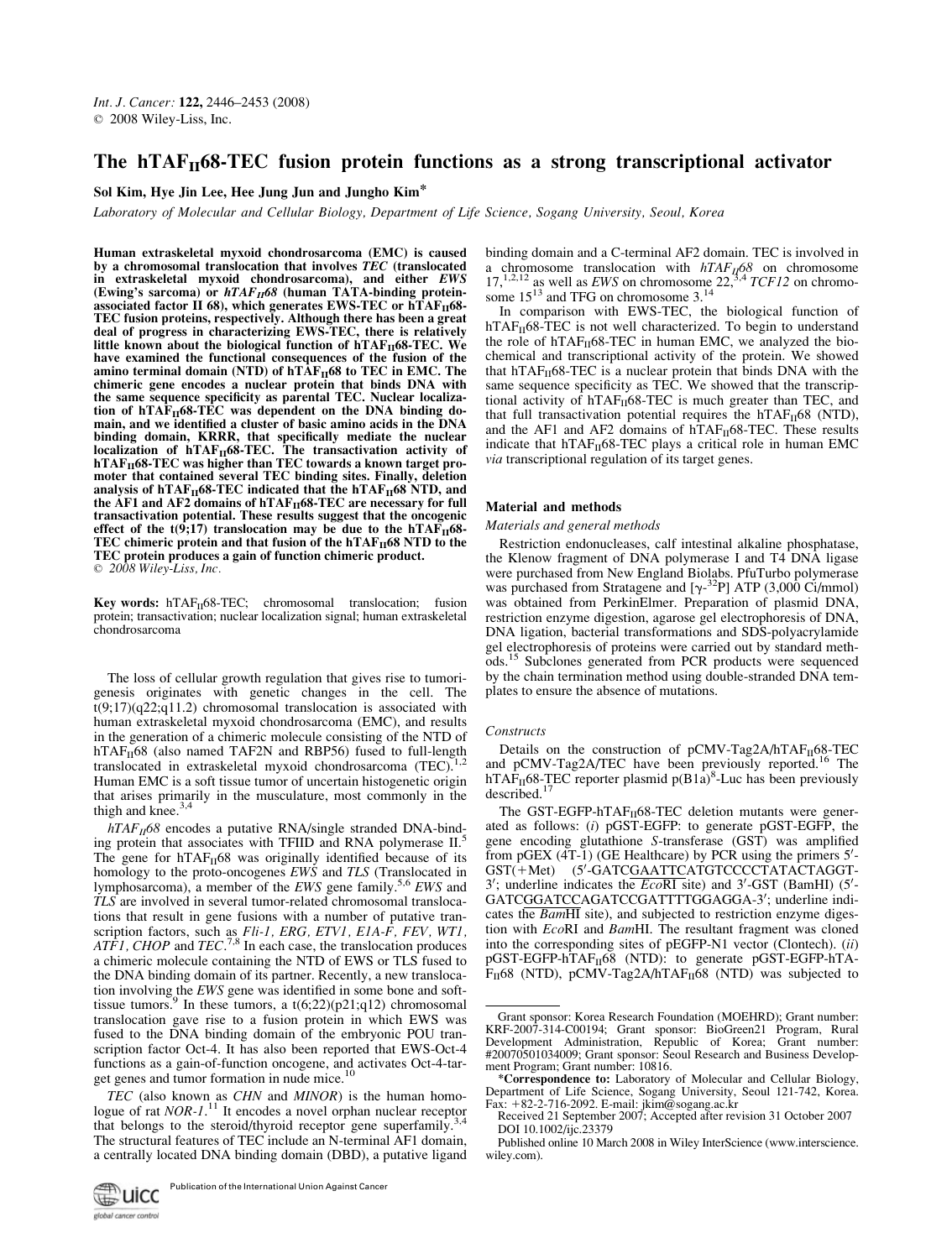# The hTAF$_{II}$68-TEC fusion protein functions as a strong transcriptional activator

Sol Kim, Hye Jin Lee, Hee Jung Jun and Jungho Kim*

*Laboratory of Molecular and Cellular Biology, Department of Life Science, Sogang University, Seoul, Korea*

**Human extraskeletal myxoid chondrosarcoma (EMC) is caused by a chromosomal translocation that involves *TEC* (translocated in extraskeletal myxoid chondrosarcoma), and either *EWS* (Ewing's sarcoma) or *hTAF$_{II}$68* (human TATA-binding protein-associated factor II 68), which generates EWS-TEC or hTAF$_{II}$68-TEC fusion proteins, respectively. Although there has been a great deal of progress in characterizing EWS-TEC, there is relatively little known about the biological function of hTAF$_{II}$68-TEC. We have examined the functional consequences of the fusion of the amino terminal domain (NTD) of hTAF$_{II}$68 to TEC in EMC. The chimeric gene encodes a nuclear protein that binds DNA with the same sequence specificity as parental TEC. Nuclear localization of hTAF$_{II}$68-TEC was dependent on the DNA binding domain, and we identified a cluster of basic amino acids in the DNA binding domain, KRRR, that specifically mediate the nuclear localization of hTAF$_{II}$68-TEC. The transactivation activity of hTAF$_{II}$68-TEC was higher than TEC towards a known target promoter that contained several TEC binding sites. Finally, deletion analysis of hTAF$_{II}$68-TEC indicated that the hTAF$_{II}$68 NTD, and the AF1 and AF2 domains of hTAF$_{II}$68-TEC are necessary for full transactivation potential. These results suggest that the oncogenic effect of the t(9;17) translocation may be due to the hTAF$_{II}$68-TEC chimeric protein and that fusion of the hTAF$_{II}$68 NTD to the TEC protein produces a gain of function chimeric product.**
© 2008 Wiley-Liss, Inc.

**Key words:** hTAF$_{II}$68-TEC; chromosomal translocation; fusion protein; transactivation; nuclear localization signal; human extraskeletal chondrosarcoma

The loss of cellular growth regulation that gives rise to tumorigenesis originates with genetic changes in the cell. The t(9;17)(q22;q11.2) chromosomal translocation is associated with human extraskeletal myxoid chondrosarcoma (EMC), and results in the generation of a chimeric molecule consisting of the NTD of hTAF$_{II}$68 (also named TAF2N and RBP56) fused to full-length translocated in extraskeletal myxoid chondrosarcoma (TEC).[1,2] Human EMC is a soft tissue tumor of uncertain histogenetic origin that arises primarily in the musculature, most commonly in the thigh and knee.[3,4]

*hTAF$_{II}$68* encodes a putative RNA/single stranded DNA-binding protein that associates with TFIID and RNA polymerase II.[5] The gene for hTAF$_{II}$68 was originally identified because of its homology to the proto-oncogenes *EWS* and *TLS* (Translocated in lymphosarcoma), a member of the *EWS* gene family.[5,6] *EWS* and *TLS* are involved in several tumor-related chromosomal translocations that result in gene fusions with a number of putative transcription factors, such as *Fli-1, ERG, ETV1, E1A-F, FEV, WT1, ATF1, CHOP* and *TEC*.[7,8] In each case, the translocation produces a chimeric molecule containing the NTD of EWS or TLS fused to the DNA binding domain of its partner. Recently, a new translocation involving the *EWS* gene was identified in some bone and soft-tissue tumors.[9] In these tumors, a t(6;22)(p21;q12) chromosomal translocation gave rise to a fusion protein in which EWS was fused to the DNA binding domain of the embryonic POU transcription factor Oct-4. It has also been reported that EWS-Oct-4 functions as a gain-of-function oncogene, and activates Oct-4-target genes and tumor formation in nude mice.[10]

*TEC* (also known as *CHN* and *MINOR*) is the human homologue of rat *NOR-1*.[11] It encodes a novel orphan nuclear receptor that belongs to the steroid/thyroid receptor gene superfamily.[3,4] The structural features of TEC include an N-terminal AF1 domain, a centrally located DNA binding domain (DBD), a putative ligand binding domain and a C-terminal AF2 domain. TEC is involved in a chromosome translocation with *hTAF$_{II}$68* on chromosome 17,[1,2,12] as well as *EWS* on chromosome 22,[3,4] *TCF12* on chromosome 15[13] and TFG on chromosome 3.[14]

In comparison with EWS-TEC, the biological function of hTAF$_{II}$68-TEC is not well characterized. To begin to understand the role of hTAF$_{II}$68-TEC in human EMC, we analyzed the biochemical and transcriptional activity of the protein. We showed that hTAF$_{II}$68-TEC is a nuclear protein that binds DNA with the same sequence specificity as TEC. We showed that the transcriptional activity of hTAF$_{II}$68-TEC is much greater than TEC, and that full transactivation potential requires the hTAF$_{II}$68 (NTD), and the AF1 and AF2 domains of hTAF$_{II}$68-TEC. These results indicate that hTAF$_{II}$68-TEC plays a critical role in human EMC *via* transcriptional regulation of its target genes.

## Material and methods

### Materials and general methods

Restriction endonucleases, calf intestinal alkaline phosphatase, the Klenow fragment of DNA polymerase I and T4 DNA ligase were purchased from New England Biolabs. PfuTurbo polymerase was purchased from Stratagene and [$\gamma$-$^{32}$P] ATP (3,000 Ci/mmol) was obtained from PerkinElmer. Preparation of plasmid DNA, restriction enzyme digestion, agarose gel electrophoresis of DNA, DNA ligation, bacterial transformations and SDS-polyacrylamide gel electrophoresis of proteins were carried out by standard methods.[15] Subclones generated from PCR products were sequenced by the chain termination method using double-stranded DNA templates to ensure the absence of mutations.

### Constructs

Details on the construction of pCMV-Tag2A/hTAF$_{II}$68-TEC and pCMV-Tag2A/TEC have been previously reported.[16] The hTAF$_{II}$68-TEC reporter plasmid p(B1a)$^8$-Luc has been previously described.[17]

The GST-EGFP-hTAF$_{II}$68-TEC deletion mutants were generated as follows: (*i*) pGST-EGFP: to generate pGST-EGFP, the gene encoding glutathione *S*-transferase (GST) was amplified from pGEX (4T-1) (GE Healthcare) by PCR using the primers 5′-GST(+Met) (5′-GATCGAATTCATGTCCCCTATACTAGGT-3′; underline indicates the *Eco*RI site) and 3′-GST (BamH) (5′-GATCGGATCCAGATCCGATTTTGGAGGA-3′; underline indicates the *Bam*HI site), and subjected to restriction enzyme digestion with *Eco*RI and *Bam*HI. The resultant fragment was cloned into the corresponding sites of pEGFP-N1 vector (Clontech). (*ii*) pGST-EGFP-hTAF$_{II}$68 (NTD): to generate pGST-EGFP-hTAF$_{II}$68 (NTD), pCMV-Tag2A/hTAF$_{II}$68 (NTD) was subjected to

Grant sponsor: Korea Research Foundation (MOEHRD); Grant number: KRF-2007-314-C00194; Grant sponsor: BioGreen21 Program, Rural Development Administration, Republic of Korea; Grant number: #20070501034009; Grant sponsor: Seoul Research and Business Development Program; Grant number: 10816.

*Correspondence to: Laboratory of Molecular and Cellular Biology, Department of Life Science, Sogang University, Seoul 121-742, Korea. Fax: +82-2-716-2092. E-mail: jkim@sogang.ac.kr

Received 21 September 2007; Accepted after revision 31 October 2007

DOI 10.1002/ijc.23379

Published online 10 March 2008 in Wiley InterScience (www.interscience.wiley.com).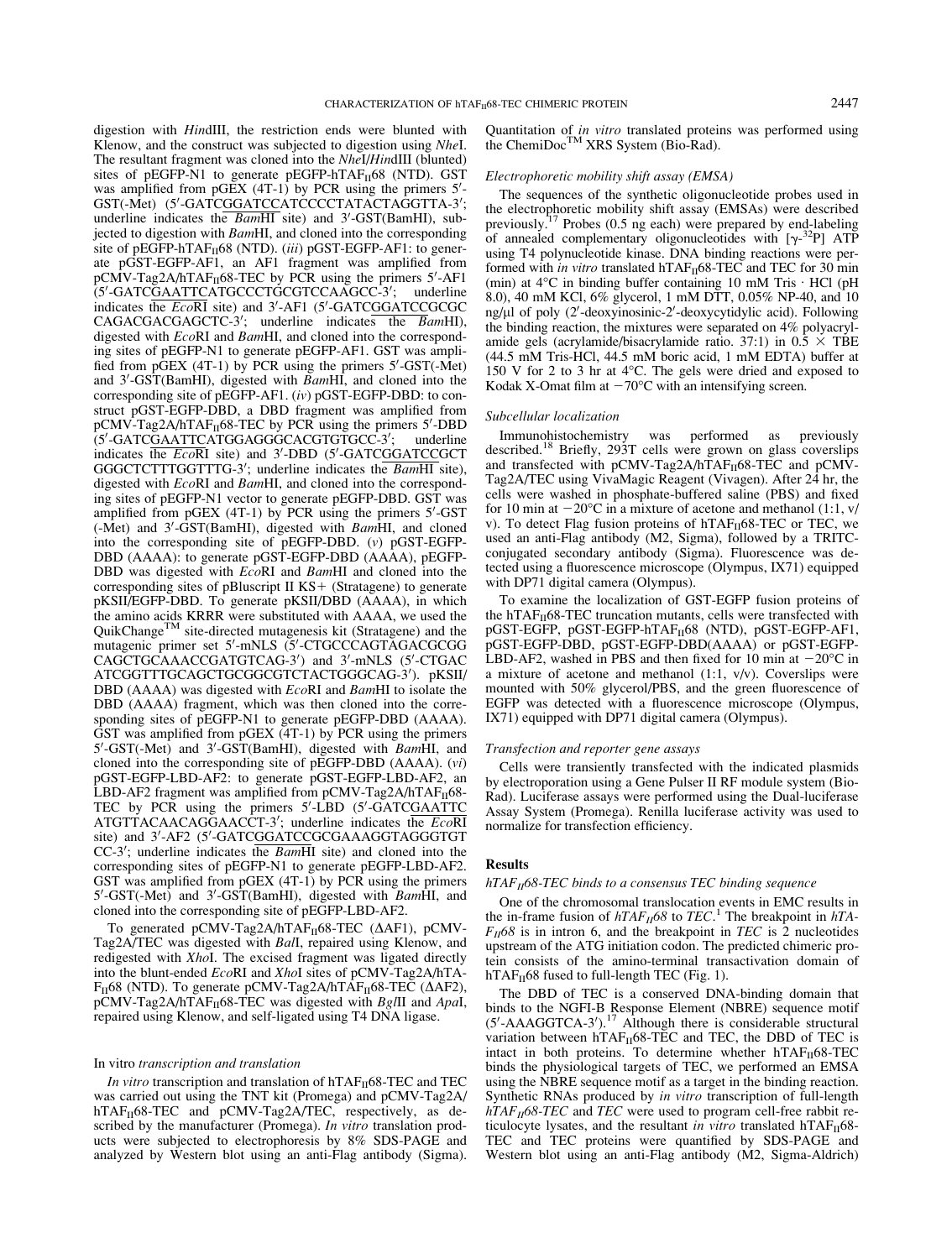digestion with *Hin*dIII, the restriction ends were blunted with Klenow, and the construct was subjected to digestion using *Nhe*I. The resultant fragment was cloned into the *Nhe*I/*Hin*dIII (blunted) sites of pEGFP-N1 to generate pEGFP-hTAF$_{II}$68 (NTD). GST was amplified from pGEX (4T-1) by PCR using the primers 5′-GST(-Met) (5′-GATCGGATCCATCCCCTATACTAGGTTA-3′; underline indicates the *Bam*HI site) and 3′-GST(BamHI), subjected to digestion with *Bam*HI, and cloned into the corresponding site of pEGFP-hTAF$_{II}$68 (NTD). (*iii*) pGST-EGFP-AF1: to generate pGST-EGFP-AF1, an AF1 fragment was amplified from pCMV-Tag2A/hTAF$_{II}$68-TEC by PCR using the primers 5′-AF1 (5′-GATCGAATTCATGCCCTGCGTCCAAGCC-3′; underline indicates the *Eco*RI site) and 3′-AF1 (5′-GATCGGATCCGCGC CAGACGACGAGCTC-3′; underline indicates the *Bam*HI), digested with *Eco*RI and *Bam*HI, and cloned into the corresponding sites of pEGFP-N1 to generate pEGFP-AF1. GST was amplified from pGEX (4T-1) by PCR using the primers 5′-GST(-Met) and 3′-GST(BamHI), digested with *Bam*HI, and cloned into the corresponding site of pEGFP-AF1. (*iv*) pGST-EGFP-DBD: to construct pGST-EGFP-DBD, a DBD fragment was amplified from pCMV-Tag2A/hTAF$_{II}$68-TEC by PCR using the primers 5′-DBD (5′-GATCGAATTCATGGAGGGCACGTGTGCC-3′; underline indicates the *Eco*RI site) and 3′-DBD (5′-GATCGGATCCGCT GGGCTCTTTGGTTTG-3′; underline indicates the *Bam*HI site), digested with *Eco*RI and *Bam*HI, and cloned into the corresponding sites of pEGFP-N1 vector to generate pEGFP-DBD. GST was amplified from pGEX (4T-1) by PCR using the primers 5′-GST (-Met) and 3′-GST(BamHI), digested with *Bam*HI, and cloned into the corresponding site of pEGFP-DBD. (*v*) pGST-EGFP-DBD (AAAA): to generate pGST-EGFP-DBD (AAAA), pEGFP-DBD was digested with *Eco*RI and *Bam*HI and cloned into the corresponding sites of pBluscript II KS+ (Stratagene) to generate pKSII/EGFP-DBD. To generate pKSII/DBD (AAAA), in which the amino acids KRRR were substituted with AAAA, we used the QuikChange™ site-directed mutagenesis kit (Stratagene) and the mutagenic primer set 5′-mNLS (5′-CTGCCCAGTAGACGCGG CAGCTGCAAACCGATGTCAG-3′) and 3′-mNLS (5′-CTGAC ATCGGTTTGCAGCTGCGGCGTCTACTGGGCAG-3′). pKSII/DBD (AAAA) was digested with *Eco*RI and *Bam*HI to isolate the DBD (AAAA) fragment, which was then cloned into the corresponding sites of pEGFP-N1 to generate pEGFP-DBD (AAAA). GST was amplified from pGEX (4T-1) by PCR using the primers 5′-GST(-Met) and 3′-GST(BamHI), digested with *Bam*HI, and cloned into the corresponding site of pEGFP-DBD (AAAA). (*vi*) pGST-EGFP-LBD-AF2: to generate pGST-EGFP-LBD-AF2, an LBD-AF2 fragment was amplified from pCMV-Tag2A/hTAF$_{II}$68-TEC by PCR using the primers 5′-LBD (5′-GATCGAATTC ATGTTACAACAGGAACCT-3′; underline indicates the *Eco*RI site) and 3′-AF2 (5′-GATCGGATCCGCGAAAGGTAGGGTGT CC-3′; underline indicates the *Bam*HI site) and cloned into the corresponding sites of pEGFP-N1 to generate pEGFP-LBD-AF2. GST was amplified from pGEX (4T-1) by PCR using the primers 5′-GST(-Met) and 3′-GST(BamHI), digested with *Bam*HI, and cloned into the corresponding site of pEGFP-LBD-AF2.

To generated pCMV-Tag2A/hTAF$_{II}$68-TEC (ΔAF1), pCMV-Tag2A/TEC was digested with *Bal*I, repaired using Klenow, and redigested with *Xho*I. The excised fragment was ligated directly into the blunt-ended *Eco*RI and *Xho*I sites of pCMV-Tag2A/hTAF$_{II}$68 (NTD). To generate pCMV-Tag2A/hTAF$_{II}$68-TEC (ΔAF2), pCMV-Tag2A/hTAF$_{II}$68-TEC was digested with *Bgl*II and *Apa*I, repaired using Klenow, and self-ligated using T4 DNA ligase.

### In vitro *transcription and translation*

*In vitro* transcription and translation of hTAF$_{II}$68-TEC and TEC was carried out using the TNT kit (Promega) and pCMV-Tag2A/hTAF$_{II}$68-TEC and pCMV-Tag2A/TEC, respectively, as described by the manufacturer (Promega). *In vitro* translation products were subjected to electrophoresis by 8% SDS-PAGE and analyzed by Western blot using an anti-Flag antibody (Sigma). Quantitation of *in vitro* translated proteins was performed using the ChemiDoc™ XRS System (Bio-Rad).

### *Electrophoretic mobility shift assay (EMSA)*

The sequences of the synthetic oligonucleotide probes used in the electrophoretic mobility shift assay (EMSAs) were described previously.[17] Probes (0.5 ng each) were prepared by end-labeling of annealed complementary oligonucleotides with [$\gamma$-$^{32}$P] ATP using T4 polynucleotide kinase. DNA binding reactions were performed with *in vitro* translated hTAF$_{II}$68-TEC and TEC for 30 min (min) at 4°C in binding buffer containing 10 mM Tris · HCl (pH 8.0), 40 mM KCl, 6% glycerol, 1 mM DTT, 0.05% NP-40, and 10 ng/μl of poly (2′-deoxyinosinic-2′-deoxycytidylic acid). Following the binding reaction, the mixtures were separated on 4% polyacrylamide gels (acrylamide/bisacrylamide ratio. 37:1) in 0.5 × TBE (44.5 mM Tris-HCl, 44.5 mM boric acid, 1 mM EDTA) buffer at 150 V for 2 to 3 hr at 4°C. The gels were dried and exposed to Kodak X-Omat film at −70°C with an intensifying screen.

### *Subcellular localization*

Immunohistochemistry was performed as previously described.[18] Briefly, 293T cells were grown on glass coverslips and transfected with pCMV-Tag2A/hTAF$_{II}$68-TEC and pCMV-Tag2A/TEC using VivaMagic Reagent (Vivagen). After 24 hr, the cells were washed in phosphate-buffered saline (PBS) and fixed for 10 min at −20°C in a mixture of acetone and methanol (1:1, v/v). To detect Flag fusion proteins of hTAF$_{II}$68-TEC or TEC, we used an anti-Flag antibody (M2, Sigma), followed by a TRITC-conjugated secondary antibody (Sigma). Fluorescence was detected using a fluorescence microscope (Olympus, IX71) equipped with DP71 digital camera (Olympus).

To examine the localization of GST-EGFP fusion proteins of the hTAF$_{II}$68-TEC truncation mutants, cells were transfected with pGST-EGFP, pGST-EGFP-hTAF$_{II}$68 (NTD), pGST-EGFP-AF1, pGST-EGFP-DBD, pGST-EGFP-DBD(AAAA) or pGST-EGFP-LBD-AF2, washed in PBS and then fixed for 10 min at −20°C in a mixture of acetone and methanol (1:1, v/v). Coverslips were mounted with 50% glycerol/PBS, and the green fluorescence of EGFP was detected with a fluorescence microscope (Olympus, IX71) equipped with DP71 digital camera (Olympus).

### *Transfection and reporter gene assays*

Cells were transiently transfected with the indicated plasmids by electroporation using a Gene Pulser II RF module system (Bio-Rad). Luciferase assays were performed using the Dual-luciferase Assay System (Promega). Renilla luciferase activity was used to normalize for transfection efficiency.

## Results

### *hTAF$_{II}$68-TEC binds to a consensus TEC binding sequence*

One of the chromosomal translocation events in EMC results in the in-frame fusion of *hTAF$_{II}$68* to *TEC*.[1] The breakpoint in *hTAF$_{II}$68* is in intron 6, and the breakpoint in *TEC* is 2 nucleotides upstream of the ATG initiation codon. The predicted chimeric protein consists of the amino-terminal transactivation domain of hTAF$_{II}$68 fused to full-length TEC (Fig. 1).

The DBD of TEC is a conserved DNA-binding domain that binds to the NGFI-B Response Element (NBRE) sequence motif (5′-AAAGGTCA-3′).[17] Although there is considerable structural variation between hTAF$_{II}$68-TEC and TEC, the DBD of TEC is intact in both proteins. To determine whether hTAF$_{II}$68-TEC binds the physiological targets of TEC, we performed an EMSA using the NBRE sequence motif as a target in the binding reaction. Synthetic RNAs produced by *in vitro* transcription of full-length *hTAF$_{II}$68-TEC* and *TEC* were used to program cell-free rabbit reticulocyte lysates, and the resultant *in vitro* translated hTAF$_{II}$68-TEC and TEC proteins were quantified by SDS-PAGE and Western blot using an anti-Flag antibody (M2, Sigma-Aldrich)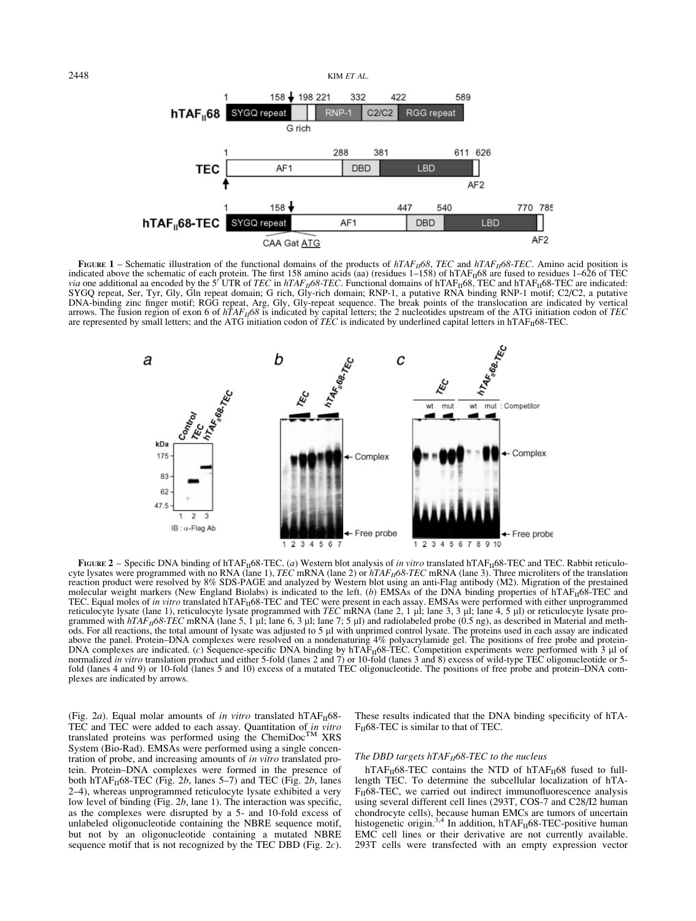**Figure 1** – Schematic illustration of the functional domains of the products of *hTAF$_{II}$68*, *TEC* and *hTAF$_{II}$68-TEC*. Amino acid position is indicated above the schematic of each protein. The first 158 amino acids (aa) (residues 1–158) of hTAF$_{II}$68 are fused to residues 1–626 of TEC *via* one additional aa encoded by the 5′ UTR of *TEC* in *hTAF$_{II}$68-TEC*. Functional domains of hTAF$_{II}$68, TEC and hTAF$_{II}$68-TEC are indicated: SYGQ repeat, Ser, Tyr, Gly, Gln repeat domain; G rich, Gly-rich domain; RNP-1, a putative RNA binding RNP-1 motif; C2/C2, a putative DNA-binding zinc finger motif; RGG repeat, Arg, Gly, Gly-repeat sequence. The break points of the translocation are indicated by vertical arrows. The fusion region of exon 6 of *hTAF$_{II}$68* is indicated by capital letters; the 2 nucleotides upstream of the ATG initiation codon of *TEC* are represented by small letters; and the ATG initiation codon of *TEC* is indicated by underlined capital letters in hTAF$_{II}$68-TEC.

**Figure 2** – Specific DNA binding of hTAF$_{II}$68-TEC. (*a*) Western blot analysis of *in vitro* translated hTAF$_{II}$68-TEC and TEC. Rabbit reticulocyte lysates were programmed with no RNA (lane 1), *TEC* mRNA (lane 2) or *hTAF$_{II}$68-TEC* mRNA (lane 3). Three microliters of the translation reaction product were resolved by 8% SDS-PAGE and analyzed by Western blot using an anti-Flag antibody (M2). Migration of the prestained molecular weight markers (New England Biolabs) is indicated to the left. (*b*) EMSAs of the DNA binding properties of hTAF$_{II}$68-TEC and TEC. Equal moles of *in vitro* translated hTAF$_{II}$68-TEC and TEC were present in each assay. EMSAs were performed with either unprogrammed reticulocyte lysate (lane 1), reticulocyte lysate programmed with *TEC* mRNA (lane 2, 1 μl; lane 3, 3 μl; lane 4, 5 μl) or reticulocyte lysate programmed with *hTAF$_{II}$68-TEC* mRNA (lane 5, 1 μl; lane 6, 3 μl; lane 7; 5 μl) and radiolabeled probe (0.5 ng), as described in Material and methods. For all reactions, the total amount of lysate was adjusted to 5 μl with unprimed control lysate. The proteins used in each assay are indicated above the panel. Protein–DNA complexes were resolved on a nondenaturing 4% polyacrylamide gel. The positions of free probe and protein-DNA complexes are indicated. (*c*) Sequence-specific DNA binding by hTAF$_{II}$68-TEC. Competition experiments were performed with 3 μl of normalized *in vitro* translation product and either 5-fold (lanes 2 and 7) or 10-fold (lanes 3 and 8) excess of wild-type TEC oligonucleotide or 5-fold (lanes 4 and 9) or 10-fold (lanes 5 and 10) excess of a mutated TEC oligonucleotide. The positions of free probe and protein–DNA complexes are indicated by arrows.

(Fig. 2*a*). Equal molar amounts of *in vitro* translated hTAF$_{II}$68-TEC and TEC were added to each assay. Quantitation of *in vitro* translated proteins was performed using the ChemiDoc™ XRS System (Bio-Rad). EMSAs were performed using a single concentration of probe, and increasing amounts of *in vitro* translated protein. Protein–DNA complexes were formed in the presence of both hTAF$_{II}$68-TEC (Fig. 2*b*, lanes 5–7) and TEC (Fig. 2*b*, lanes 2–4), whereas unprogrammed reticulocyte lysate exhibited a very low level of binding (Fig. 2*b*, lane 1). The interaction was specific, as the complexes were disrupted by a 5- and 10-fold excess of unlabeled oligonucleotide containing the NBRE sequence motif, but not by an oligonucleotide containing a mutated NBRE sequence motif that is not recognized by the TEC DBD (Fig. 2*c*). These results indicated that the DNA binding specificity of hTAF$_{II}$68-TEC is similar to that of TEC.

### *The DBD targets hTAF$_{II}$68-TEC to the nucleus*

hTAF$_{II}$68-TEC contains the NTD of hTAF$_{II}$68 fused to full-length TEC. To determine the subcellular localization of hTAF$_{II}$68-TEC, we carried out indirect immunofluorescence analysis using several different cell lines (293T, COS-7 and C28/I2 human chondrocyte cells), because human EMCs are tumors of uncertain histogenetic origin.[3,4] In addition, hTAF$_{II}$68-TEC-positive human EMC cell lines or their derivative are not currently available. 293T cells were transfected with an empty expression vector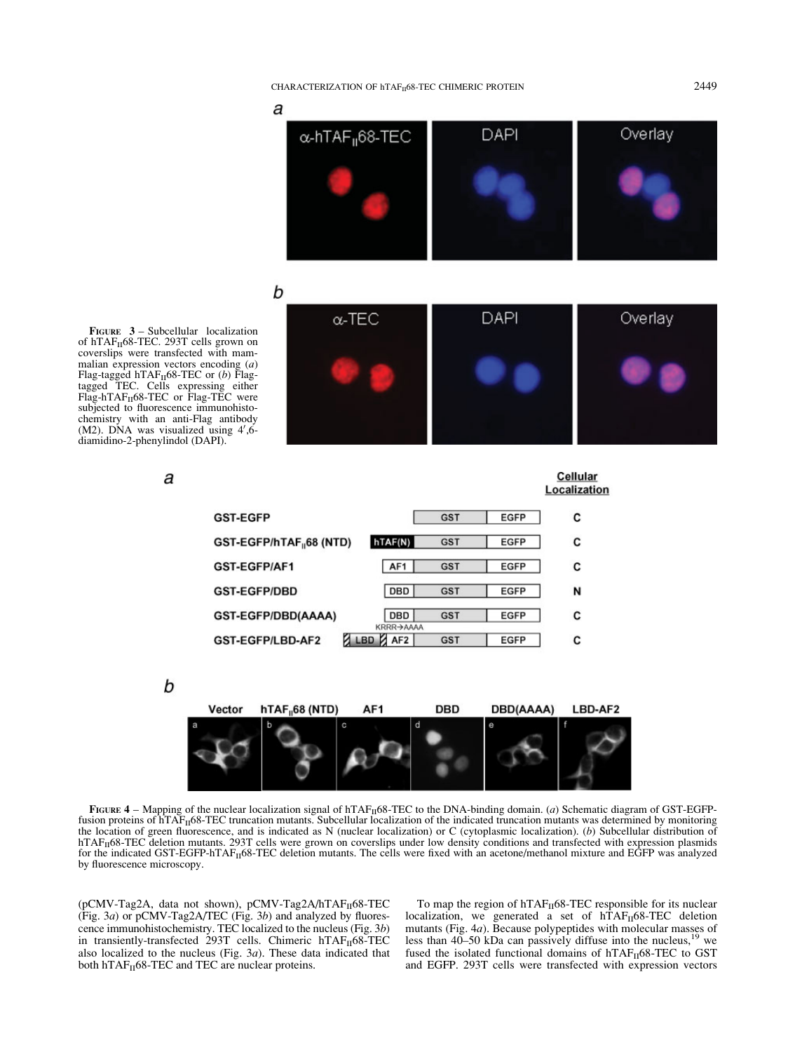**FIGURE 3** – Subcellular localization of hTAF$_{II}$68-TEC. 293T cells grown on coverslips were transfected with mammalian expression vectors encoding (*a*) Flag-tagged hTAF$_{II}$68-TEC or (*b*) Flag-tagged TEC. Cells expressing either Flag-hTAF$_{II}$68-TEC or Flag-TEC were subjected to fluorescence immunohistochemistry with an anti-Flag antibody (M2). DNA was visualized using 4′,6-diamidino-2-phenylindol (DAPI).

**FIGURE 4** – Mapping of the nuclear localization signal of hTAF$_{II}$68-TEC to the DNA-binding domain. (*a*) Schematic diagram of GST-EGFP-fusion proteins of hTAF$_{II}$68-TEC truncation mutants. Subcellular localization of the indicated truncation mutants was determined by monitoring the location of green fluorescence, and is indicated as N (nuclear localization) or C (cytoplasmic localization). (*b*) Subcellular distribution of hTAF$_{II}$68-TEC deletion mutants. 293T cells were grown on coverslips under low density conditions and transfected with expression plasmids for the indicated GST-EGFP-hTAF$_{II}$68-TEC deletion mutants. The cells were fixed with an acetone/methanol mixture and EGFP was analyzed by fluorescence microscopy.

(pCMV-Tag2A, data not shown), pCMV-Tag2A/hTAF$_{II}$68-TEC (Fig. 3*a*) or pCMV-Tag2A/TEC (Fig. 3*b*) and analyzed by fluorescence immunohistochemistry. TEC localized to the nucleus (Fig. 3*b*) in transiently-transfected 293T cells. Chimeric hTAF$_{II}$68-TEC also localized to the nucleus (Fig. 3*a*). These data indicated that both hTAF$_{II}$68-TEC and TEC are nuclear proteins.

To map the region of hTAF$_{II}$68-TEC responsible for its nuclear localization, we generated a set of hTAF$_{II}$68-TEC deletion mutants (Fig. 4*a*). Because polypeptides with molecular masses of less than 40–50 kDa can passively diffuse into the nucleus,[19] we fused the isolated functional domains of hTAF$_{II}$68-TEC to GST and EGFP. 293T cells were transfected with expression vectors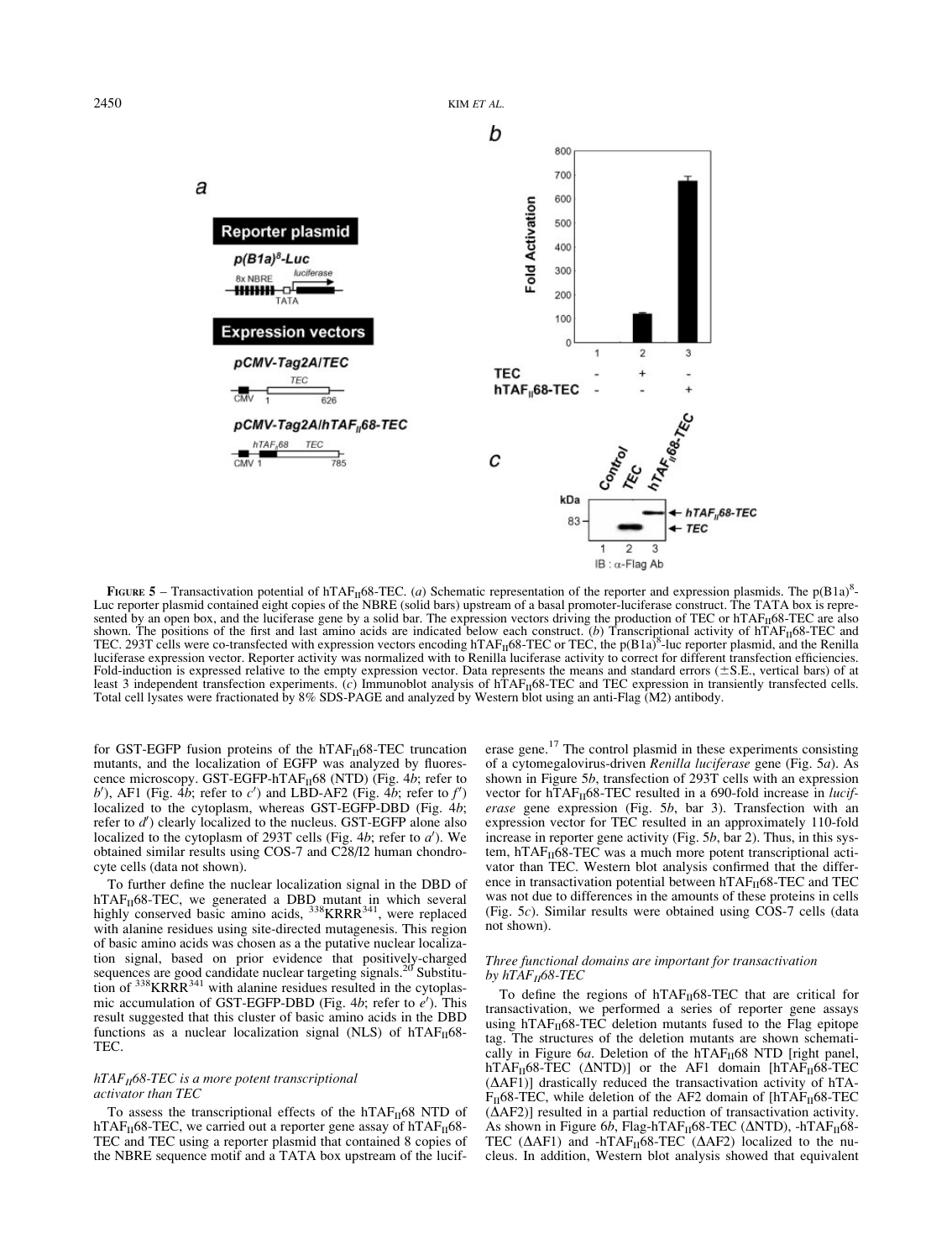**FIGURE 5** – Transactivation potential of $hTAF_{II}68$-TEC. (*a*) Schematic representation of the reporter and expression plasmids. The $p(B1a)^8$-Luc reporter plasmid contained eight copies of the NBRE (solid bars) upstream of a basal promoter-luciferase construct. The TATA box is represented by an open box, and the luciferase gene by a solid bar. The expression vectors driving the production of TEC or $hTAF_{II}68$-TEC are also shown. The positions of the first and last amino acids are indicated below each construct. (*b*) Transcriptional activity of $hTAF_{II}68$-TEC and TEC. 293T cells were co-transfected with expression vectors encoding $hTAF_{II}68$-TEC or TEC, the $p(B1a)^8$-luc reporter plasmid, and the Renilla luciferase expression vector. Reporter activity was normalized with to Renilla luciferase activity to correct for different transfection efficiencies. Fold-induction is expressed relative to the empty expression vector. Data represents the means and standard errors (±S.E., vertical bars) of at least 3 independent transfection experiments. (*c*) Immunoblot analysis of $hTAF_{II}68$-TEC and TEC expression in transiently transfected cells. Total cell lysates were fractionated by 8% SDS-PAGE and analyzed by Western blot using an anti-Flag (M2) antibody.

for GST-EGFP fusion proteins of the $hTAF_{II}68$-TEC truncation mutants, and the localization of EGFP was analyzed by fluorescence microscopy. GST-EGFP-$hTAF_{II}68$ (NTD) (Fig. 4*b*; refer to *b*′), AF1 (Fig. 4*b*; refer to *c*′) and LBD-AF2 (Fig. 4*b*; refer to *f*′) localized to the cytoplasm, whereas GST-EGFP-DBD (Fig. 4*b*; refer to *d*′) clearly localized to the nucleus. GST-EGFP alone also localized to the cytoplasm of 293T cells (Fig. 4*b*; refer to *a*′). We obtained similar results using COS-7 and C28/I2 human chondrocyte cells (data not shown).

To further define the nuclear localization signal in the DBD of $hTAF_{II}68$-TEC, we generated a DBD mutant in which several highly conserved basic amino acids, $^{338}$KRRR$^{341}$, were replaced with alanine residues using site-directed mutagenesis. This region of basic amino acids was chosen as a the putative nuclear localization signal, based on prior evidence that positively-charged sequences are good candidate nuclear targeting signals.[20] Substitution of $^{338}$KRRR$^{341}$ with alanine residues resulted in the cytoplasmic accumulation of GST-EGFP-DBD (Fig. 4*b*; refer to *e*′). This result suggested that this cluster of basic amino acids in the DBD functions as a nuclear localization signal (NLS) of $hTAF_{II}68$-TEC.

### *$hTAF_{II}68$-TEC is a more potent transcriptional activator than TEC*

To assess the transcriptional effects of the $hTAF_{II}68$ NTD of $hTAF_{II}68$-TEC, we carried out a reporter gene assay of $hTAF_{II}68$-TEC and TEC using a reporter plasmid that contained 8 copies of the NBRE sequence motif and a TATA box upstream of the luciferase gene.[17] The control plasmid in these experiments consisting of a cytomegalovirus-driven *Renilla luciferase* gene (Fig. 5*a*). As shown in Figure 5*b*, transfection of 293T cells with an expression vector for $hTAF_{II}68$-TEC resulted in a 690-fold increase in *luciferase* gene expression (Fig. 5*b*, bar 3). Transfection with an expression vector for TEC resulted in an approximately 110-fold increase in reporter gene activity (Fig. 5*b*, bar 2). Thus, in this system, $hTAF_{II}68$-TEC was a much more potent transcriptional activator than TEC. Western blot analysis confirmed that the difference in transactivation potential between $hTAF_{II}68$-TEC and TEC was not due to differences in the amounts of these proteins in cells (Fig. 5*c*). Similar results were obtained using COS-7 cells (data not shown).

### *Three functional domains are important for transactivation by $hTAF_{II}68$-TEC*

To define the regions of $hTAF_{II}68$-TEC that are critical for transactivation, we performed a series of reporter gene assays using $hTAF_{II}68$-TEC deletion mutants fused to the Flag epitope tag. The structures of the deletion mutants are shown schematically in Figure 6*a*. Deletion of the $hTAF_{II}68$ NTD [right panel, $hTAF_{II}68$-TEC (ΔNTD)] or the AF1 domain [$hTAF_{II}68$-TEC (ΔAF1)] drastically reduced the transactivation activity of $hTAF_{II}68$-TEC, while deletion of the AF2 domain of [$hTAF_{II}68$-TEC (ΔAF2)] resulted in a partial reduction of transactivation activity. As shown in Figure 6*b*, Flag-$hTAF_{II}68$-TEC (ΔNTD), -$hTAF_{II}68$-TEC (ΔAF1) and -$hTAF_{II}68$-TEC (ΔAF2) localized to the nucleus. In addition, Western blot analysis showed that equivalent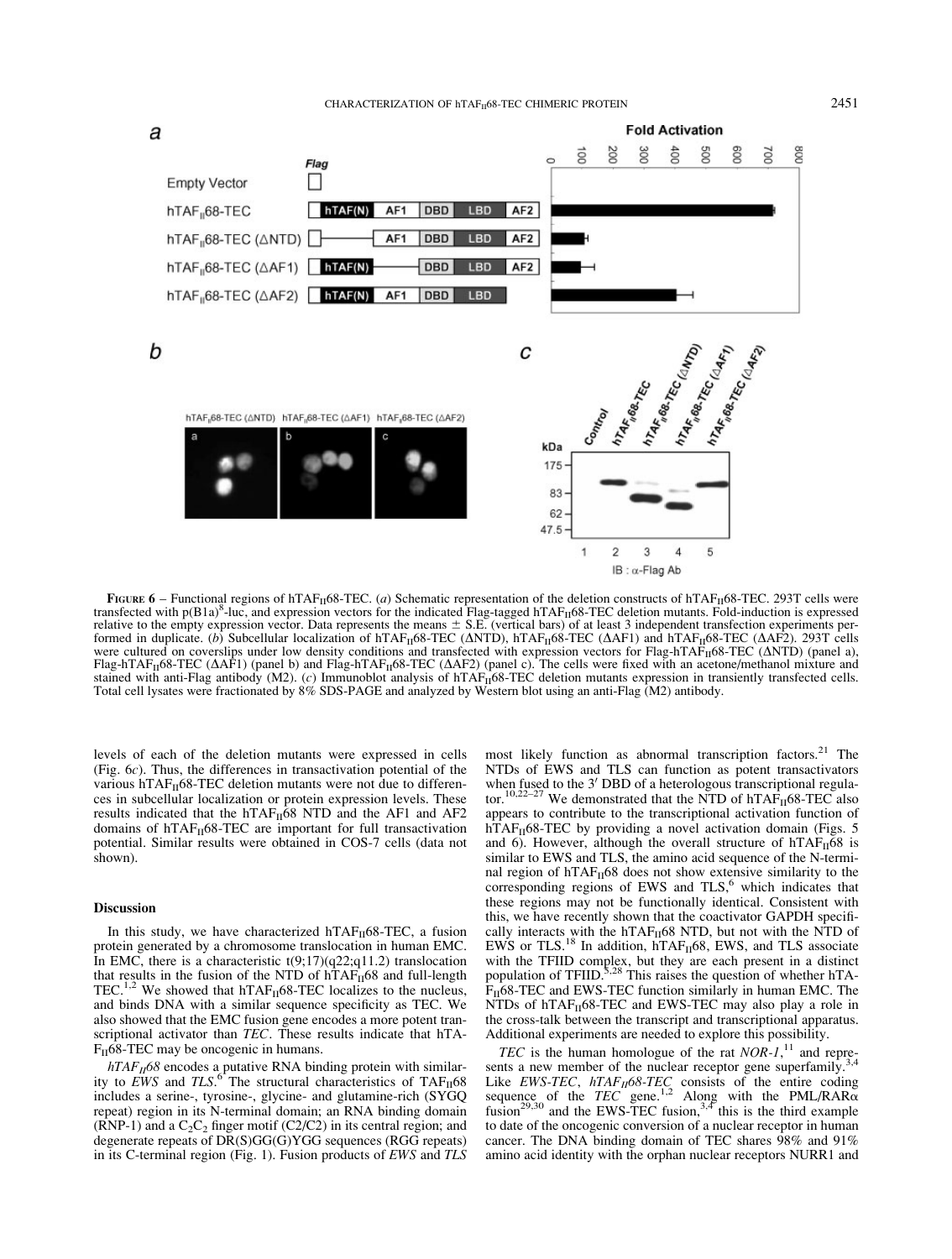**FIGURE 6** – Functional regions of hTAF$_{II}$68-TEC. (*a*) Schematic representation of the deletion constructs of hTAF$_{II}$68-TEC. 293T cells were transfected with p(B1a)[8]-luc, and expression vectors for the indicated Flag-tagged hTAF$_{II}$68-TEC deletion mutants. Fold-induction is expressed relative to the empty expression vector. Data represents the means ± S.E. (vertical bars) of at least 3 independent transfection experiments performed in duplicate. (*b*) Subcellular localization of hTAF$_{II}$68-TEC (ΔNTD), hTAF$_{II}$68-TEC (ΔAF1) and hTAF$_{II}$68-TEC (ΔAF2). 293T cells were cultured on coverslips under low density conditions and transfected with expression vectors for Flag-hTAF$_{II}$68-TEC (ΔNTD) (panel a), Flag-hTAF$_{II}$68-TEC (ΔAF1) (panel b) and Flag-hTAF$_{II}$68-TEC (ΔAF2) (panel c). The cells were fixed with an acetone/methanol mixture and stained with anti-Flag antibody (M2). (*c*) Immunoblot analysis of hTAF$_{II}$68-TEC deletion mutants expression in transiently transfected cells. Total cell lysates were fractionated by 8% SDS-PAGE and analyzed by Western blot using an anti-Flag (M2) antibody.

levels of each of the deletion mutants were expressed in cells (Fig. 6*c*). Thus, the differences in transactivation potential of the various hTAF$_{II}$68-TEC deletion mutants were not due to differences in subcellular localization or protein expression levels. These results indicated that the hTAF$_{II}$68 NTD and the AF1 and AF2 domains of hTAF$_{II}$68-TEC are important for full transactivation potential. Similar results were obtained in COS-7 cells (data not shown).

## Discussion

In this study, we have characterized hTAF$_{II}$68-TEC, a fusion protein generated by a chromosome translocation in human EMC. In EMC, there is a characteristic t(9;17)(q22;q11.2) translocation that results in the fusion of the NTD of hTAF$_{II}$68 and full-length TEC.[1,2] We showed that hTAF$_{II}$68-TEC localizes to the nucleus, and binds DNA with a similar sequence specificity as TEC. We also showed that the EMC fusion gene encodes a more potent transcriptional activator than *TEC*. These results indicate that hTAF$_{II}$68-TEC may be oncogenic in humans.

*hTAF$_{II}$68* encodes a putative RNA binding protein with similarity to *EWS* and *TLS*.[6] The structural characteristics of TAF$_{II}$68 includes a serine-, tyrosine-, glycine- and glutamine-rich (SYGQ repeat) region in its N-terminal domain; an RNA binding domain (RNP-1) and a $C_2C_2$ finger motif (C2/C2) in its central region; and degenerate repeats of DR(S)GG(G)YGG sequences (RGG repeats) in its C-terminal region (Fig. 1). Fusion products of *EWS* and *TLS* most likely function as abnormal transcription factors.[21] The NTDs of EWS and TLS can function as potent transactivators when fused to the 3′ DBD of a heterologous transcriptional regulator.[10,22–27] We demonstrated that the NTD of hTAF$_{II}$68-TEC also appears to contribute to the transcriptional activation function of hTAF$_{II}$68-TEC by providing a novel activation domain (Figs. 5 and 6). However, although the overall structure of hTAF$_{II}$68 is similar to EWS and TLS, the amino acid sequence of the N-terminal region of hTAF$_{II}$68 does not show extensive similarity to the corresponding regions of EWS and TLS,[6] which indicates that these regions may not be functionally identical. Consistent with this, we have recently shown that the coactivator GAPDH specifically interacts with the hTAF$_{II}$68 NTD, but not with the NTD of EWS or TLS.[18] In addition, hTAF$_{II}$68, EWS, and TLS associate with the TFIID complex, but they are each present in a distinct population of TFIID.[5,28] This raises the question of whether hTAF$_{II}$68-TEC and EWS-TEC function similarly in human EMC. The NTDs of hTAF$_{II}$68-TEC and EWS-TEC may also play a role in the cross-talk between the transcript and transcriptional apparatus. Additional experiments are needed to explore this possibility.

*TEC* is the human homologue of the rat *NOR-1*,[11] and represents a new member of the nuclear receptor gene superfamily.[3,4] Like *EWS-TEC*, *hTAF$_{II}$68-TEC* consists of the entire coding sequence of the *TEC* gene.[1,2] Along with the PML/RARα fusion[29,30] and the EWS-TEC fusion,[3,4] this is the third example to date of the oncogenic conversion of a nuclear receptor in human cancer. The DNA binding domain of TEC shares 98% and 91% amino acid identity with the orphan nuclear receptors NURR1 and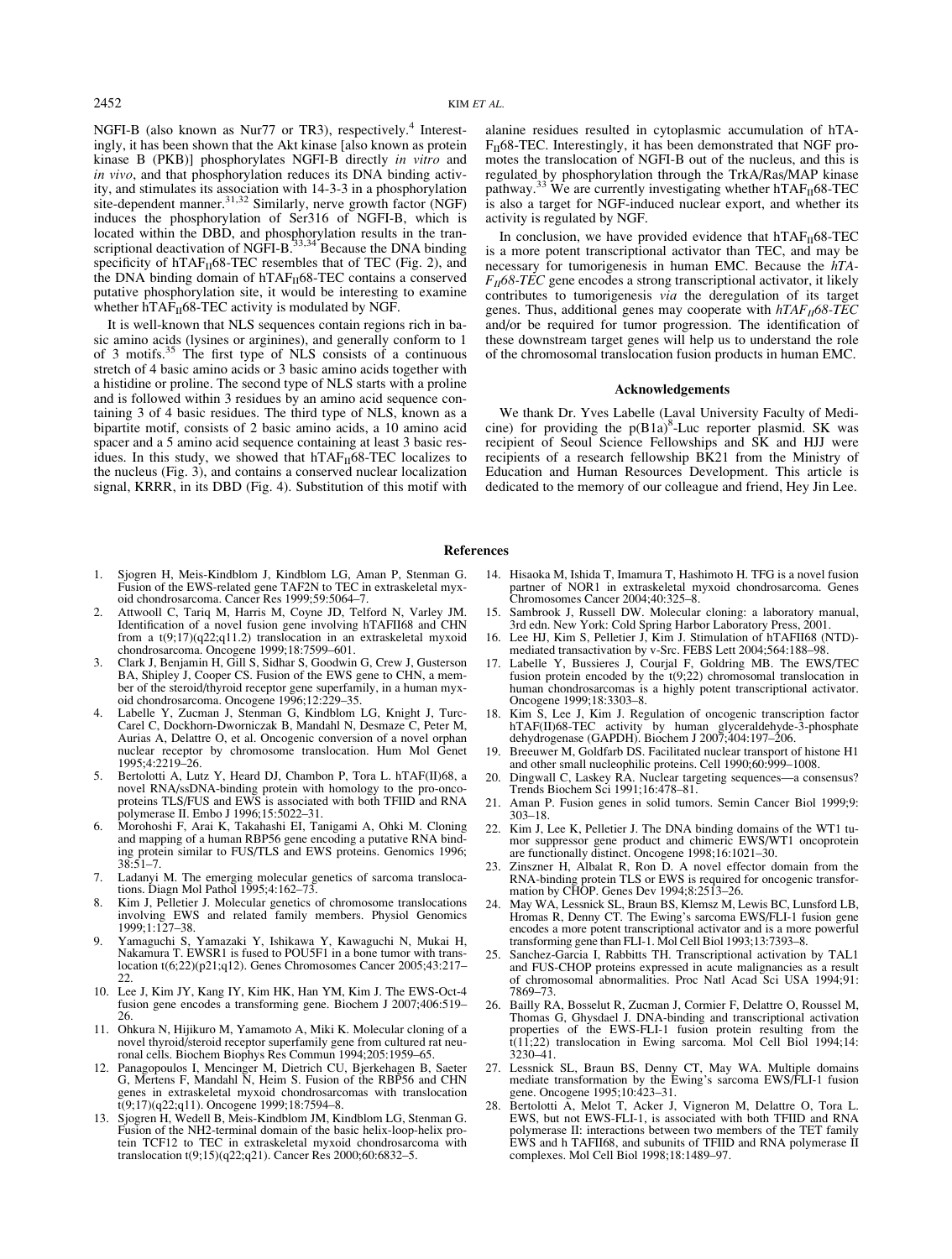NGFI-B (also known as Nur77 or TR3), respectively.[4] Interestingly, it has been shown that the Akt kinase [also known as protein kinase B (PKB)] phosphorylates NGFI-B directly *in vitro* and *in vivo*, and that phosphorylation reduces its DNA binding activity, and stimulates its association with 14-3-3 in a phosphorylation site-dependent manner.[31,32] Similarly, nerve growth factor (NGF) induces the phosphorylation of Ser316 of NGFI-B, which is located within the DBD, and phosphorylation results in the transcriptional deactivation of NGFI-B.[33,34] Because the DNA binding specificity of $hTAF_{II}68$-TEC resembles that of TEC (Fig. 2), and the DNA binding domain of $hTAF_{II}68$-TEC contains a conserved putative phosphorylation site, it would be interesting to examine whether $hTAF_{II}68$-TEC activity is modulated by NGF.

It is well-known that NLS sequences contain regions rich in basic amino acids (lysines or arginines), and generally conform to 1 of 3 motifs.[35] The first type of NLS consists of a continuous stretch of 4 basic amino acids or 3 basic amino acids together with a histidine or proline. The second type of NLS starts with a proline and is followed within 3 residues by an amino acid sequence containing 3 of 4 basic residues. The third type of NLS, known as a bipartite motif, consists of 2 basic amino acids, a 10 amino acid spacer and a 5 amino acid sequence containing at least 3 basic residues. In this study, we showed that $hTAF_{II}68$-TEC localizes to the nucleus (Fig. 3), and contains a conserved nuclear localization signal, KRRR, in its DBD (Fig. 4). Substitution of this motif with alanine residues resulted in cytoplasmic accumulation of $hTAF_{II}68$-TEC. Interestingly, it has been demonstrated that NGF promotes the translocation of NGFI-B out of the nucleus, and this is regulated by phosphorylation through the TrkA/Ras/MAP kinase pathway.[33] We are currently investigating whether $hTAF_{II}68$-TEC is also a target for NGF-induced nuclear export, and whether its activity is regulated by NGF.

In conclusion, we have provided evidence that $hTAF_{II}68$-TEC is a more potent transcriptional activator than TEC, and may be necessary for tumorigenesis in human EMC. Because the *$hTAF_{II}68$-TEC* gene encodes a strong transcriptional activator, it likely contributes to tumorigenesis *via* the deregulation of its target genes. Thus, additional genes may cooperate with *$hTAF_{II}68$-TEC* and/or be required for tumor progression. The identification of these downstream target genes will help us to understand the role of the chromosomal translocation fusion products in human EMC.

## Acknowledgements

We thank Dr. Yves Labelle (Laval University Faculty of Medicine) for providing the $p(B1a)^8$-Luc reporter plasmid. SK was recipient of Seoul Science Fellowships and SK and HJJ were recipients of a research fellowship BK21 from the Ministry of Education and Human Resources Development. This article is dedicated to the memory of our colleague and friend, Hey Jin Lee.

## References

1. Sjogren H, Meis-Kindblom J, Kindblom LG, Aman P, Stenman G. Fusion of the EWS-related gene TAF2N to TEC in extraskeletal myxoid chondrosarcoma. Cancer Res 1999;59:5064–7.
2. Attwooll C, Tariq M, Harris M, Coyne JD, Telford N, Varley JM. Identification of a novel fusion gene involving hTAFII68 and CHN from a t(9;17)(q22;q11.2) translocation in an extraskeletal myxoid chondrosarcoma. Oncogene 1999;18:7599–601.
3. Clark J, Benjamin H, Gill S, Sidhar S, Goodwin G, Crew J, Gusterson BA, Shipley J, Cooper CS. Fusion of the EWS gene to CHN, a member of the steroid/thyroid receptor gene superfamily, in a human myxoid chondrosarcoma. Oncogene 1996;12:229–35.
4. Labelle Y, Zucman J, Stenman G, Kindblom LG, Knight J, Turc-Carel C, Dockhorn-Dworniczak B, Mandahl N, Desmaze C, Peter M, Aurias A, Delattre O, et al. Oncogenic conversion of a novel orphan nuclear receptor by chromosome translocation. Hum Mol Genet 1995;4:2219–26.
5. Bertolotti A, Lutz Y, Heard DJ, Chambon P, Tora L. hTAF(II)68, a novel RNA/ssDNA-binding protein with homology to the pro-oncoproteins TLS/FUS and EWS is associated with both TFIID and RNA polymerase II. Embo J 1996;15:5022–31.
6. Morohoshi F, Arai K, Takahashi EI, Tanigami A, Ohki M. Cloning and mapping of a human RBP56 gene encoding a putative RNA binding protein similar to FUS/TLS and EWS proteins. Genomics 1996; 38:51–7.
7. Ladanyi M. The emerging molecular genetics of sarcoma translocations. Diagn Mol Pathol 1995;4:162–73.
8. Kim J, Pelletier J. Molecular genetics of chromosome translocations involving EWS and related family members. Physiol Genomics 1999;1:127–38.
9. Yamaguchi S, Yamazaki Y, Ishikawa Y, Kawaguchi N, Mukai H, Nakamura T. EWSR1 is fused to POU5F1 in a bone tumor with translocation t(6;22)(p21;q12). Genes Chromosomes Cancer 2005;43:217–22.
10. Lee J, Kim JY, Kang IY, Kim HK, Han YM, Kim J. The EWS-Oct-4 fusion gene encodes a transforming gene. Biochem J 2007;406:519–26.
11. Ohkura N, Hijikuro M, Yamamoto A, Miki K. Molecular cloning of a novel thyroid/steroid receptor superfamily gene from cultured rat neuronal cells. Biochem Biophys Res Commun 1994;205:1959–65.
12. Panagopoulos I, Mencinger M, Dietrich CU, Bjerkehagen B, Saeter G, Mertens F, Mandahl N, Heim S. Fusion of the RBP56 and CHN genes in extraskeletal myxoid chondrosarcomas with translocation t(9;17)(q22;q11). Oncogene 1999;18:7594–8.
13. Sjogren H, Wedell B, Meis-Kindblom JM, Kindblom LG, Stenman G. Fusion of the NH2-terminal domain of the basic helix-loop-helix protein TCF12 to TEC in extraskeletal myxoid chondrosarcoma with translocation t(9;15)(q22;q21). Cancer Res 2000;60:6832–5.
14. Hisaoka M, Ishida T, Imamura T, Hashimoto H. TFG is a novel fusion partner of NOR1 in extraskeletal myxoid chondrosarcoma. Genes Chromosomes Cancer 2004;40:325–8.
15. Sambrook J, Russell DW. Molecular cloning: a laboratory manual, 3rd edn. New York: Cold Spring Harbor Laboratory Press, 2001.
16. Lee HJ, Kim S, Pelletier J, Kim J. Stimulation of hTAFII68 (NTD)-mediated transactivation by v-Src. FEBS Lett 2004;564:188–98.
17. Labelle Y, Bussieres J, Courjal F, Goldring MB. The EWS/TEC fusion protein encoded by the t(9;22) chromosomal translocation in human chondrosarcomas is a highly potent transcriptional activator. Oncogene 1999;18:3303–8.
18. Kim S, Lee J, Kim J. Regulation of oncogenic transcription factor hTAF(II)68-TEC activity by human glyceraldehyde-3-phosphate dehydrogenase (GAPDH). Biochem J 2007;404:197–206.
19. Breeuwer M, Goldfarb DS. Facilitated nuclear transport of histone H1 and other small nucleophilic proteins. Cell 1990;60:999–1008.
20. Dingwall C, Laskey RA. Nuclear targeting sequences—a consensus? Trends Biochem Sci 1991;16:478–81.
21. Aman P. Fusion genes in solid tumors. Semin Cancer Biol 1999;9: 303–18.
22. Kim J, Lee K, Pelletier J. The DNA binding domains of the WT1 tumor suppressor gene product and chimeric EWS/WT1 oncoprotein are functionally distinct. Oncogene 1998;16:1021–30.
23. Zinszner H, Albalat R, Ron D. A novel effector domain from the RNA-binding protein TLS or EWS is required for oncogenic transformation by CHOP. Genes Dev 1994;8:2513–26.
24. May WA, Lessnick SL, Braun BS, Klemsz M, Lewis BC, Lunsford LB, Hromas R, Denny CT. The Ewing's sarcoma EWS/FLI-1 fusion gene encodes a more potent transcriptional activator and is a more powerful transforming gene than FLI-1. Mol Cell Biol 1993;13:7393–8.
25. Sanchez-Garcia I, Rabbitts TH. Transcriptional activation by TAL1 and FUS-CHOP proteins expressed in acute malignancies as a result of chromosomal abnormalities. Proc Natl Acad Sci USA 1994;91: 7869–73.
26. Bailly RA, Bosselut R, Zucman J, Cormier F, Delattre O, Roussel M, Thomas G, Ghysdael J. DNA-binding and transcriptional activation properties of the EWS-FLI-1 fusion protein resulting from the t(11;22) translocation in Ewing sarcoma. Mol Cell Biol 1994;14: 3230–41.
27. Lessnick SL, Braun BS, Denny CT, May WA. Multiple domains mediate transformation by the Ewing's sarcoma EWS/FLI-1 fusion gene. Oncogene 1995;10:423–31.
28. Bertolotti A, Melot T, Acker J, Vigneron M, Delattre O, Tora L. EWS, but not EWS-FLI-1, is associated with both TFIID and RNA polymerase II: interactions between two members of the TET family EWS and h TAFII68, and subunits of TFIID and RNA polymerase II complexes. Mol Cell Biol 1998;18:1489–97.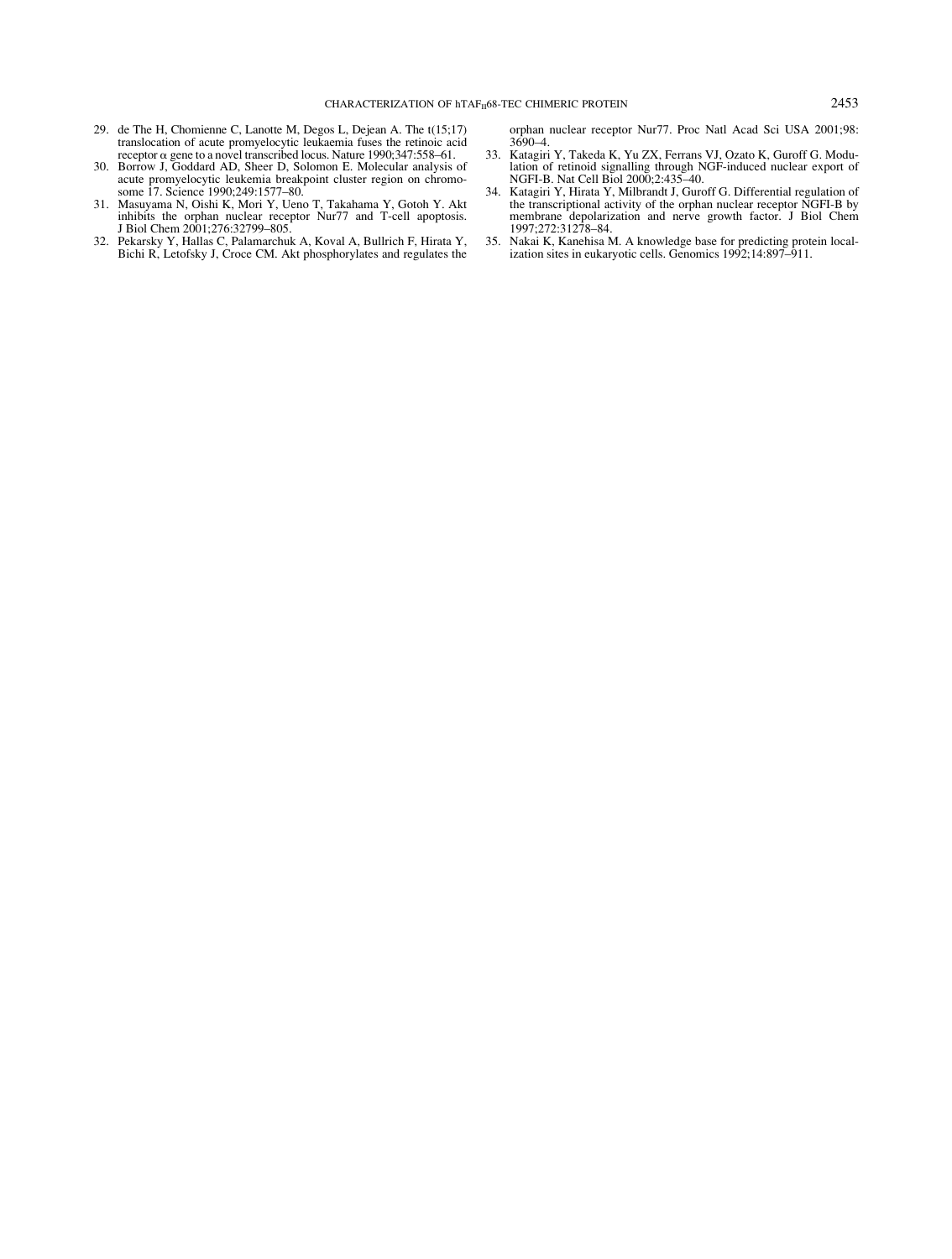29. de The H, Chomienne C, Lanotte M, Degos L, Dejean A. The t(15;17) translocation of acute promyelocytic leukaemia fuses the retinoic acid receptor α gene to a novel transcribed locus. Nature 1990;347:558–61.
30. Borrow J, Goddard AD, Sheer D, Solomon E. Molecular analysis of acute promyelocytic leukemia breakpoint cluster region on chromosome 17. Science 1990;249:1577–80.
31. Masuyama N, Oishi K, Mori Y, Ueno T, Takahama Y, Gotoh Y. Akt inhibits the orphan nuclear receptor Nur77 and T-cell apoptosis. J Biol Chem 2001;276:32799–805.
32. Pekarsky Y, Hallas C, Palamarchuk A, Koval A, Bullrich F, Hirata Y, Bichi R, Letofsky J, Croce CM. Akt phosphorylates and regulates the orphan nuclear receptor Nur77. Proc Natl Acad Sci USA 2001;98: 3690–4.
33. Katagiri Y, Takeda K, Yu ZX, Ferrans VJ, Ozato K, Guroff G. Modulation of retinoid signalling through NGF-induced nuclear export of NGFI-B. Nat Cell Biol 2000;2:435–40.
34. Katagiri Y, Hirata Y, Milbrandt J, Guroff G. Differential regulation of the transcriptional activity of the orphan nuclear receptor NGFI-B by membrane depolarization and nerve growth factor. J Biol Chem 1997;272:31278–84.
35. Nakai K, Kanehisa M. A knowledge base for predicting protein localization sites in eukaryotic cells. Genomics 1992;14:897–911.